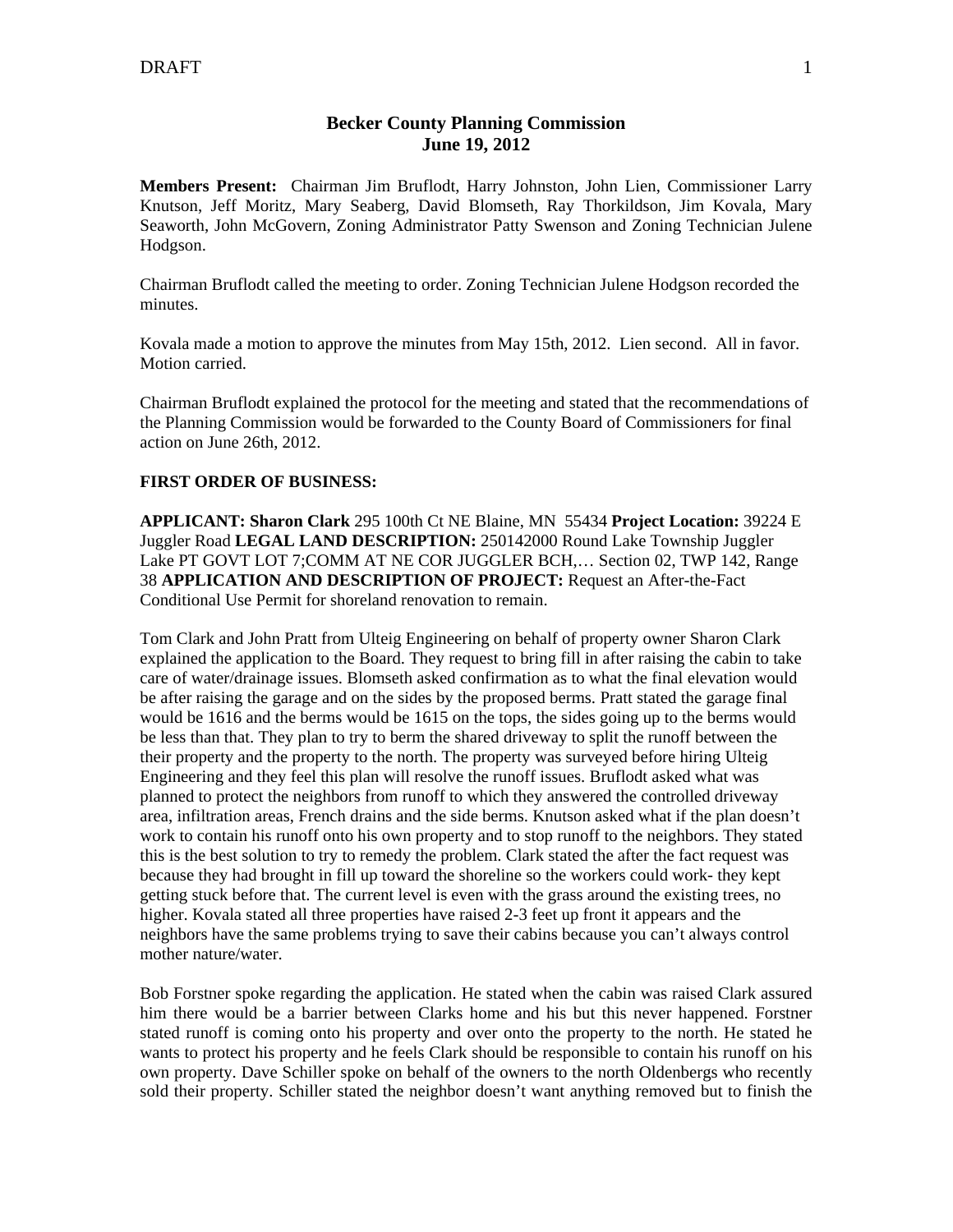# Becker County Planning Commission
## June 19, 2012

**Members Present:** Chairman Jim Bruflodt, Harry Johnston, John Lien, Commissioner Larry Knutson, Jeff Moritz, Mary Seaberg, David Blomseth, Ray Thorkildson, Jim Kovala, Mary Seaworth, John McGovern, Zoning Administrator Patty Swenson and Zoning Technician Julene Hodgson.

Chairman Bruflodt called the meeting to order. Zoning Technician Julene Hodgson recorded the minutes.

Kovala made a motion to approve the minutes from May 15th, 2012. Lien second. All in favor. Motion carried.

Chairman Bruflodt explained the protocol for the meeting and stated that the recommendations of the Planning Commission would be forwarded to the County Board of Commissioners for final action on June 26th, 2012.

**FIRST ORDER OF BUSINESS:**

**APPLICANT: Sharon Clark** 295 100th Ct NE Blaine, MN 55434 **Project Location:** 39224 E Juggler Road **LEGAL LAND DESCRIPTION:** 250142000 Round Lake Township Juggler Lake PT GOVT LOT 7;COMM AT NE COR JUGGLER BCH,… Section 02, TWP 142, Range 38 **APPLICATION AND DESCRIPTION OF PROJECT:** Request an After-the-Fact Conditional Use Permit for shoreland renovation to remain.

Tom Clark and John Pratt from Ulteig Engineering on behalf of property owner Sharon Clark explained the application to the Board. They request to bring fill in after raising the cabin to take care of water/drainage issues. Blomseth asked confirmation as to what the final elevation would be after raising the garage and on the sides by the proposed berms. Pratt stated the garage final would be 1616 and the berms would be 1615 on the tops, the sides going up to the berms would be less than that. They plan to try to berm the shared driveway to split the runoff between the their property and the property to the north. The property was surveyed before hiring Ulteig Engineering and they feel this plan will resolve the runoff issues. Bruflodt asked what was planned to protect the neighbors from runoff to which they answered the controlled driveway area, infiltration areas, French drains and the side berms. Knutson asked what if the plan doesn't work to contain his runoff onto his own property and to stop runoff to the neighbors. They stated this is the best solution to try to remedy the problem. Clark stated the after the fact request was because they had brought in fill up toward the shoreline so the workers could work- they kept getting stuck before that. The current level is even with the grass around the existing trees, no higher. Kovala stated all three properties have raised 2-3 feet up front it appears and the neighbors have the same problems trying to save their cabins because you can't always control mother nature/water.

Bob Forstner spoke regarding the application. He stated when the cabin was raised Clark assured him there would be a barrier between Clarks home and his but this never happened. Forstner stated runoff is coming onto his property and over onto the property to the north. He stated he wants to protect his property and he feels Clark should be responsible to contain his runoff on his own property. Dave Schiller spoke on behalf of the owners to the north Oldenbergs who recently sold their property. Schiller stated the neighbor doesn't want anything removed but to finish the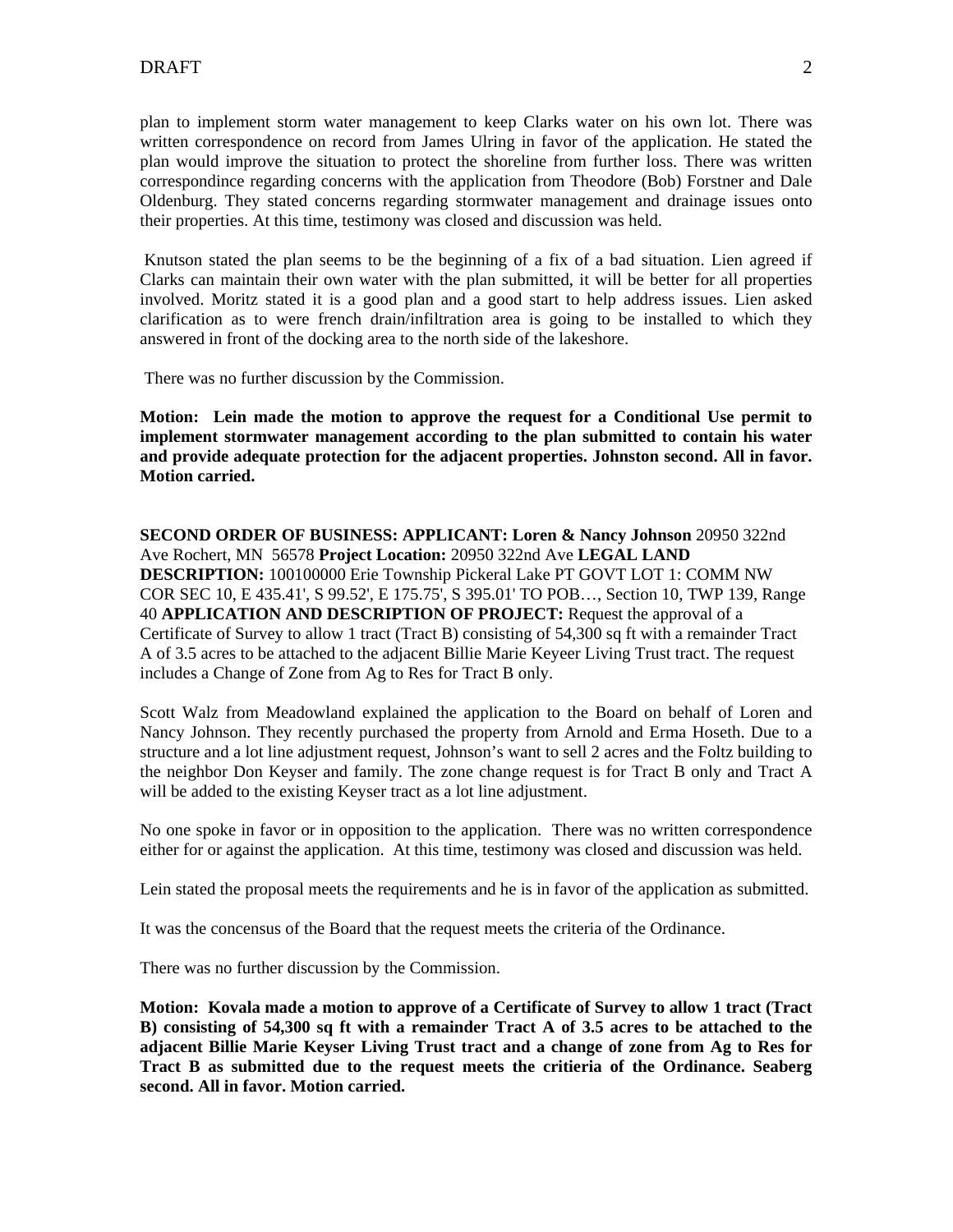plan to implement storm water management to keep Clarks water on his own lot. There was written correspondence on record from James Ulring in favor of the application. He stated the plan would improve the situation to protect the shoreline from further loss. There was written correspondince regarding concerns with the application from Theodore (Bob) Forstner and Dale Oldenburg. They stated concerns regarding stormwater management and drainage issues onto their properties. At this time, testimony was closed and discussion was held.

Knutson stated the plan seems to be the beginning of a fix of a bad situation. Lien agreed if Clarks can maintain their own water with the plan submitted, it will be better for all properties involved. Moritz stated it is a good plan and a good start to help address issues. Lien asked clarification as to were french drain/infiltration area is going to be installed to which they answered in front of the docking area to the north side of the lakeshore.

There was no further discussion by the Commission.

**Motion: Lein made the motion to approve the request for a Conditional Use permit to implement stormwater management according to the plan submitted to contain his water and provide adequate protection for the adjacent properties. Johnston second. All in favor. Motion carried.**

**SECOND ORDER OF BUSINESS: APPLICANT: Loren & Nancy Johnson** 20950 322nd Ave Rochert, MN 56578 **Project Location:** 20950 322nd Ave **LEGAL LAND DESCRIPTION:** 100100000 Erie Township Pickeral Lake PT GOVT LOT 1: COMM NW COR SEC 10, E 435.41', S 99.52', E 175.75', S 395.01' TO POB…, Section 10, TWP 139, Range 40 **APPLICATION AND DESCRIPTION OF PROJECT:** Request the approval of a Certificate of Survey to allow 1 tract (Tract B) consisting of 54,300 sq ft with a remainder Tract A of 3.5 acres to be attached to the adjacent Billie Marie Keyeer Living Trust tract. The request includes a Change of Zone from Ag to Res for Tract B only.

Scott Walz from Meadowland explained the application to the Board on behalf of Loren and Nancy Johnson. They recently purchased the property from Arnold and Erma Hoseth. Due to a structure and a lot line adjustment request, Johnson's want to sell 2 acres and the Foltz building to the neighbor Don Keyser and family. The zone change request is for Tract B only and Tract A will be added to the existing Keyser tract as a lot line adjustment.

No one spoke in favor or in opposition to the application. There was no written correspondence either for or against the application. At this time, testimony was closed and discussion was held.

Lein stated the proposal meets the requirements and he is in favor of the application as submitted.

It was the concensus of the Board that the request meets the criteria of the Ordinance.

There was no further discussion by the Commission.

**Motion: Kovala made a motion to approve of a Certificate of Survey to allow 1 tract (Tract B) consisting of 54,300 sq ft with a remainder Tract A of 3.5 acres to be attached to the adjacent Billie Marie Keyser Living Trust tract and a change of zone from Ag to Res for Tract B as submitted due to the request meets the critieria of the Ordinance. Seaberg second. All in favor. Motion carried.**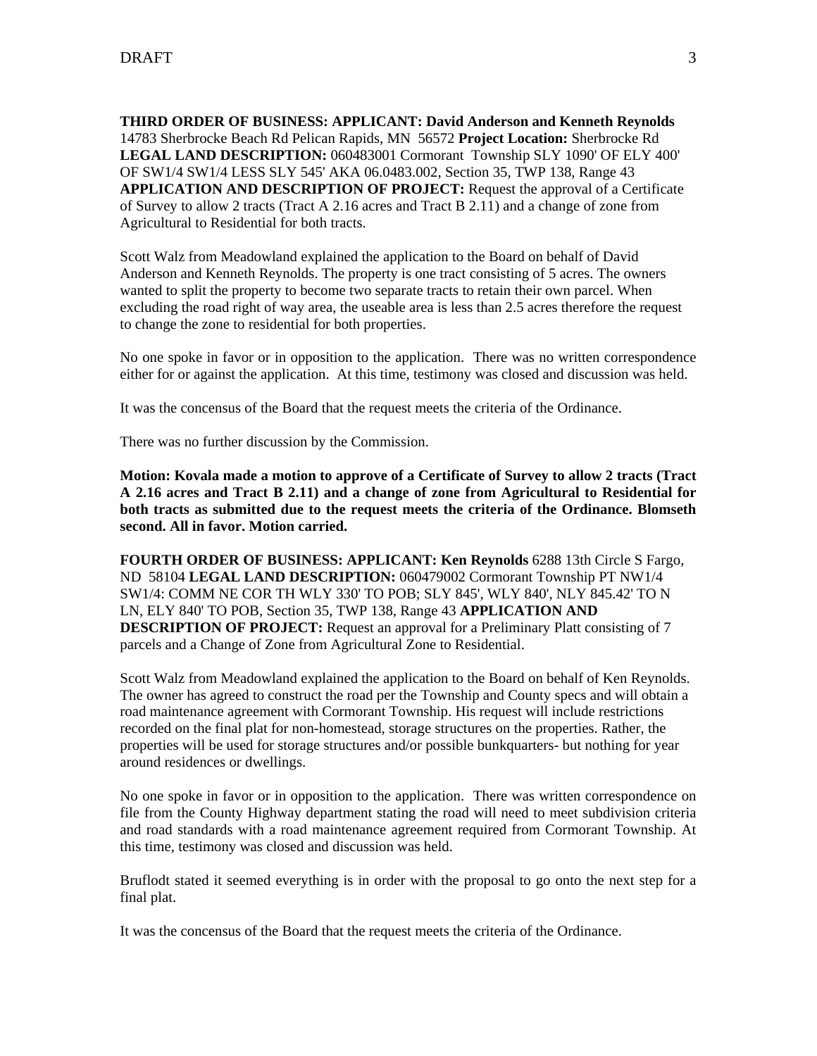**THIRD ORDER OF BUSINESS: APPLICANT: David Anderson and Kenneth Reynolds** 14783 Sherbrocke Beach Rd Pelican Rapids, MN 56572 **Project Location:** Sherbrocke Rd **LEGAL LAND DESCRIPTION:** 060483001 Cormorant Township SLY 1090' OF ELY 400' OF SW1/4 SW1/4 LESS SLY 545' AKA 06.0483.002, Section 35, TWP 138, Range 43 **APPLICATION AND DESCRIPTION OF PROJECT:** Request the approval of a Certificate of Survey to allow 2 tracts (Tract A 2.16 acres and Tract B 2.11) and a change of zone from Agricultural to Residential for both tracts.

Scott Walz from Meadowland explained the application to the Board on behalf of David Anderson and Kenneth Reynolds. The property is one tract consisting of 5 acres. The owners wanted to split the property to become two separate tracts to retain their own parcel. When excluding the road right of way area, the useable area is less than 2.5 acres therefore the request to change the zone to residential for both properties.

No one spoke in favor or in opposition to the application. There was no written correspondence either for or against the application. At this time, testimony was closed and discussion was held.

It was the concensus of the Board that the request meets the criteria of the Ordinance.

There was no further discussion by the Commission.

**Motion: Kovala made a motion to approve of a Certificate of Survey to allow 2 tracts (Tract A 2.16 acres and Tract B 2.11) and a change of zone from Agricultural to Residential for both tracts as submitted due to the request meets the criteria of the Ordinance. Blomseth second. All in favor. Motion carried.**

**FOURTH ORDER OF BUSINESS: APPLICANT: Ken Reynolds** 6288 13th Circle S Fargo, ND 58104 **LEGAL LAND DESCRIPTION:** 060479002 Cormorant Township PT NW1/4 SW1/4: COMM NE COR TH WLY 330' TO POB; SLY 845', WLY 840', NLY 845.42' TO N LN, ELY 840' TO POB, Section 35, TWP 138, Range 43 **APPLICATION AND DESCRIPTION OF PROJECT:** Request an approval for a Preliminary Platt consisting of 7 parcels and a Change of Zone from Agricultural Zone to Residential.

Scott Walz from Meadowland explained the application to the Board on behalf of Ken Reynolds. The owner has agreed to construct the road per the Township and County specs and will obtain a road maintenance agreement with Cormorant Township. His request will include restrictions recorded on the final plat for non-homestead, storage structures on the properties. Rather, the properties will be used for storage structures and/or possible bunkquarters- but nothing for year around residences or dwellings.

No one spoke in favor or in opposition to the application. There was written correspondence on file from the County Highway department stating the road will need to meet subdivision criteria and road standards with a road maintenance agreement required from Cormorant Township. At this time, testimony was closed and discussion was held.

Bruflodt stated it seemed everything is in order with the proposal to go onto the next step for a final plat.

It was the concensus of the Board that the request meets the criteria of the Ordinance.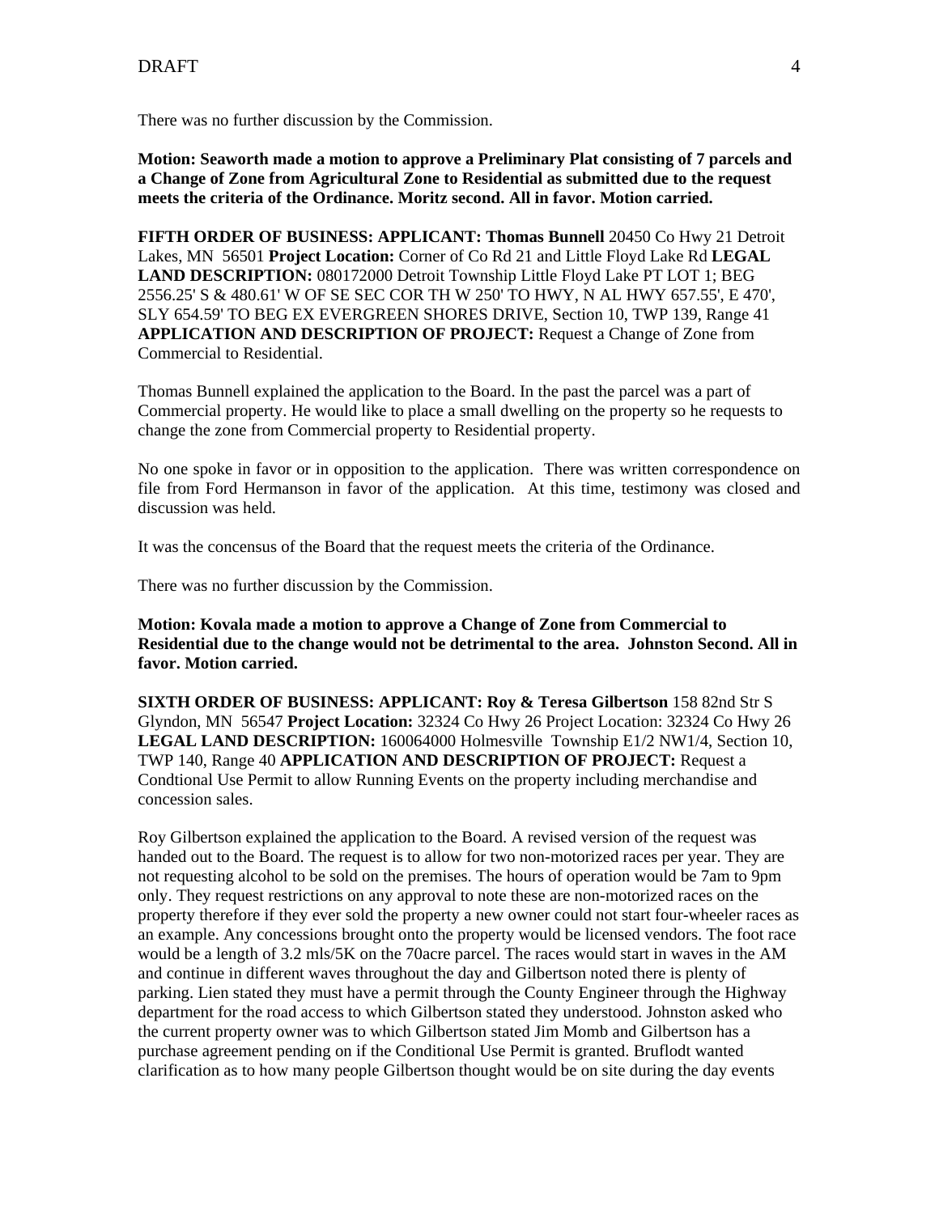There was no further discussion by the Commission.

**Motion: Seaworth made a motion to approve a Preliminary Plat consisting of 7 parcels and a Change of Zone from Agricultural Zone to Residential as submitted due to the request meets the criteria of the Ordinance. Moritz second. All in favor. Motion carried.**

**FIFTH ORDER OF BUSINESS: APPLICANT: Thomas Bunnell** 20450 Co Hwy 21 Detroit Lakes, MN 56501 **Project Location:** Corner of Co Rd 21 and Little Floyd Lake Rd **LEGAL LAND DESCRIPTION:** 080172000 Detroit Township Little Floyd Lake PT LOT 1; BEG 2556.25' S & 480.61' W OF SE SEC COR TH W 250' TO HWY, N AL HWY 657.55', E 470', SLY 654.59' TO BEG EX EVERGREEN SHORES DRIVE, Section 10, TWP 139, Range 41 **APPLICATION AND DESCRIPTION OF PROJECT:** Request a Change of Zone from Commercial to Residential.

Thomas Bunnell explained the application to the Board. In the past the parcel was a part of Commercial property. He would like to place a small dwelling on the property so he requests to change the zone from Commercial property to Residential property.

No one spoke in favor or in opposition to the application. There was written correspondence on file from Ford Hermanson in favor of the application. At this time, testimony was closed and discussion was held.

It was the concensus of the Board that the request meets the criteria of the Ordinance.

There was no further discussion by the Commission.

**Motion: Kovala made a motion to approve a Change of Zone from Commercial to Residential due to the change would not be detrimental to the area. Johnston Second. All in favor. Motion carried.**

**SIXTH ORDER OF BUSINESS: APPLICANT: Roy & Teresa Gilbertson** 158 82nd Str S Glyndon, MN 56547 **Project Location:** 32324 Co Hwy 26 Project Location: 32324 Co Hwy 26 **LEGAL LAND DESCRIPTION:** 160064000 Holmesville Township E1/2 NW1/4, Section 10, TWP 140, Range 40 **APPLICATION AND DESCRIPTION OF PROJECT:** Request a Condtional Use Permit to allow Running Events on the property including merchandise and concession sales.

Roy Gilbertson explained the application to the Board. A revised version of the request was handed out to the Board. The request is to allow for two non-motorized races per year. They are not requesting alcohol to be sold on the premises. The hours of operation would be 7am to 9pm only. They request restrictions on any approval to note these are non-motorized races on the property therefore if they ever sold the property a new owner could not start four-wheeler races as an example. Any concessions brought onto the property would be licensed vendors. The foot race would be a length of 3.2 mls/5K on the 70acre parcel. The races would start in waves in the AM and continue in different waves throughout the day and Gilbertson noted there is plenty of parking. Lien stated they must have a permit through the County Engineer through the Highway department for the road access to which Gilbertson stated they understood. Johnston asked who the current property owner was to which Gilbertson stated Jim Momb and Gilbertson has a purchase agreement pending on if the Conditional Use Permit is granted. Bruflodt wanted clarification as to how many people Gilbertson thought would be on site during the day events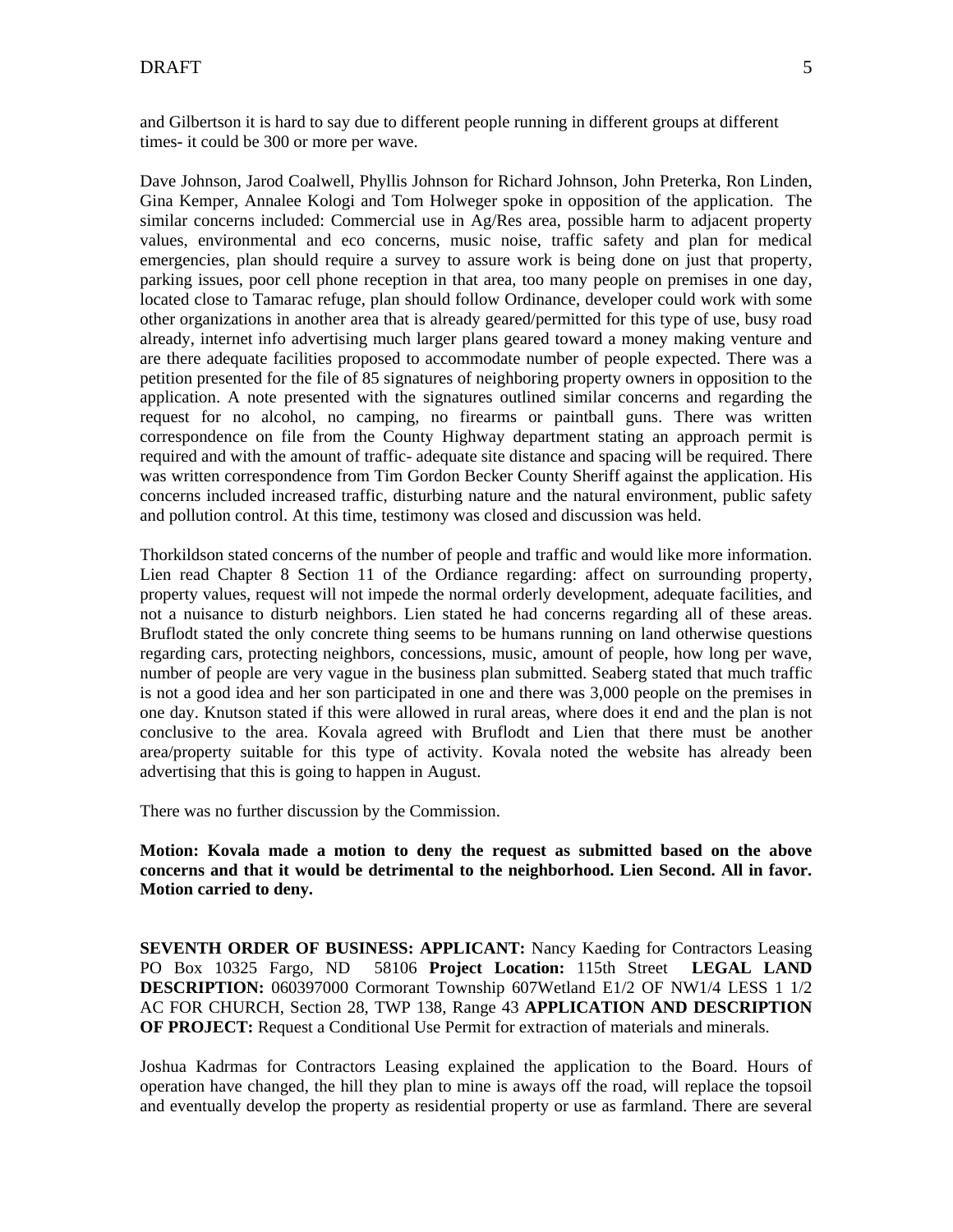and Gilbertson it is hard to say due to different people running in different groups at different times- it could be 300 or more per wave.

Dave Johnson, Jarod Coalwell, Phyllis Johnson for Richard Johnson, John Preterka, Ron Linden, Gina Kemper, Annalee Kologi and Tom Holweger spoke in opposition of the application. The similar concerns included: Commercial use in Ag/Res area, possible harm to adjacent property values, environmental and eco concerns, music noise, traffic safety and plan for medical emergencies, plan should require a survey to assure work is being done on just that property, parking issues, poor cell phone reception in that area, too many people on premises in one day, located close to Tamarac refuge, plan should follow Ordinance, developer could work with some other organizations in another area that is already geared/permitted for this type of use, busy road already, internet info advertising much larger plans geared toward a money making venture and are there adequate facilities proposed to accommodate number of people expected. There was a petition presented for the file of 85 signatures of neighboring property owners in opposition to the application. A note presented with the signatures outlined similar concerns and regarding the request for no alcohol, no camping, no firearms or paintball guns. There was written correspondence on file from the County Highway department stating an approach permit is required and with the amount of traffic- adequate site distance and spacing will be required. There was written correspondence from Tim Gordon Becker County Sheriff against the application. His concerns included increased traffic, disturbing nature and the natural environment, public safety and pollution control. At this time, testimony was closed and discussion was held.

Thorkildson stated concerns of the number of people and traffic and would like more information. Lien read Chapter 8 Section 11 of the Ordiance regarding: affect on surrounding property, property values, request will not impede the normal orderly development, adequate facilities, and not a nuisance to disturb neighbors. Lien stated he had concerns regarding all of these areas. Bruflodt stated the only concrete thing seems to be humans running on land otherwise questions regarding cars, protecting neighbors, concessions, music, amount of people, how long per wave, number of people are very vague in the business plan submitted. Seaberg stated that much traffic is not a good idea and her son participated in one and there was 3,000 people on the premises in one day. Knutson stated if this were allowed in rural areas, where does it end and the plan is not conclusive to the area. Kovala agreed with Bruflodt and Lien that there must be another area/property suitable for this type of activity. Kovala noted the website has already been advertising that this is going to happen in August.

There was no further discussion by the Commission.

**Motion: Kovala made a motion to deny the request as submitted based on the above concerns and that it would be detrimental to the neighborhood. Lien Second. All in favor. Motion carried to deny.**

**SEVENTH ORDER OF BUSINESS: APPLICANT:** Nancy Kaeding for Contractors Leasing PO Box 10325 Fargo, ND 58106 **Project Location:** 115th Street **LEGAL LAND DESCRIPTION:** 060397000 Cormorant Township 607Wetland E1/2 OF NW1/4 LESS 1 1/2 AC FOR CHURCH, Section 28, TWP 138, Range 43 **APPLICATION AND DESCRIPTION OF PROJECT:** Request a Conditional Use Permit for extraction of materials and minerals.

Joshua Kadrmas for Contractors Leasing explained the application to the Board. Hours of operation have changed, the hill they plan to mine is aways off the road, will replace the topsoil and eventually develop the property as residential property or use as farmland. There are several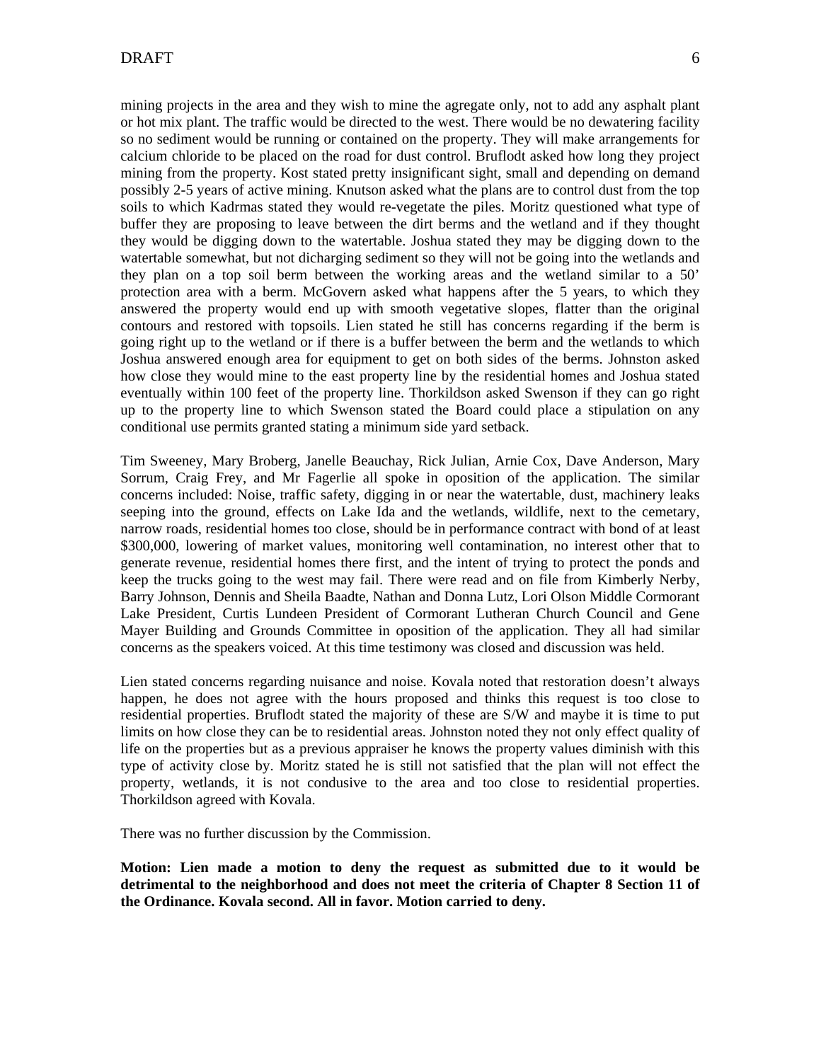mining projects in the area and they wish to mine the agregate only, not to add any asphalt plant or hot mix plant. The traffic would be directed to the west. There would be no dewatering facility so no sediment would be running or contained on the property. They will make arrangements for calcium chloride to be placed on the road for dust control. Bruflodt asked how long they project mining from the property. Kost stated pretty insignificant sight, small and depending on demand possibly 2-5 years of active mining. Knutson asked what the plans are to control dust from the top soils to which Kadrmas stated they would re-vegetate the piles. Moritz questioned what type of buffer they are proposing to leave between the dirt berms and the wetland and if they thought they would be digging down to the watertable. Joshua stated they may be digging down to the watertable somewhat, but not dicharging sediment so they will not be going into the wetlands and they plan on a top soil berm between the working areas and the wetland similar to a 50' protection area with a berm. McGovern asked what happens after the 5 years, to which they answered the property would end up with smooth vegetative slopes, flatter than the original contours and restored with topsoils. Lien stated he still has concerns regarding if the berm is going right up to the wetland or if there is a buffer between the berm and the wetlands to which Joshua answered enough area for equipment to get on both sides of the berms. Johnston asked how close they would mine to the east property line by the residential homes and Joshua stated eventually within 100 feet of the property line. Thorkildson asked Swenson if they can go right up to the property line to which Swenson stated the Board could place a stipulation on any conditional use permits granted stating a minimum side yard setback.

Tim Sweeney, Mary Broberg, Janelle Beauchay, Rick Julian, Arnie Cox, Dave Anderson, Mary Sorrum, Craig Frey, and Mr Fagerlie all spoke in oposition of the application. The similar concerns included: Noise, traffic safety, digging in or near the watertable, dust, machinery leaks seeping into the ground, effects on Lake Ida and the wetlands, wildlife, next to the cemetary, narrow roads, residential homes too close, should be in performance contract with bond of at least $300,000, lowering of market values, monitoring well contamination, no interest other that to generate revenue, residential homes there first, and the intent of trying to protect the ponds and keep the trucks going to the west may fail. There were read and on file from Kimberly Nerby, Barry Johnson, Dennis and Sheila Baadte, Nathan and Donna Lutz, Lori Olson Middle Cormorant Lake President, Curtis Lundeen President of Cormorant Lutheran Church Council and Gene Mayer Building and Grounds Committee in oposition of the application. They all had similar concerns as the speakers voiced. At this time testimony was closed and discussion was held.

Lien stated concerns regarding nuisance and noise. Kovala noted that restoration doesn't always happen, he does not agree with the hours proposed and thinks this request is too close to residential properties. Bruflodt stated the majority of these are S/W and maybe it is time to put limits on how close they can be to residential areas. Johnston noted they not only effect quality of life on the properties but as a previous appraiser he knows the property values diminish with this type of activity close by. Moritz stated he is still not satisfied that the plan will not effect the property, wetlands, it is not condusive to the area and too close to residential properties. Thorkildson agreed with Kovala.

There was no further discussion by the Commission.

**Motion: Lien made a motion to deny the request as submitted due to it would be detrimental to the neighborhood and does not meet the criteria of Chapter 8 Section 11 of the Ordinance. Kovala second. All in favor. Motion carried to deny.**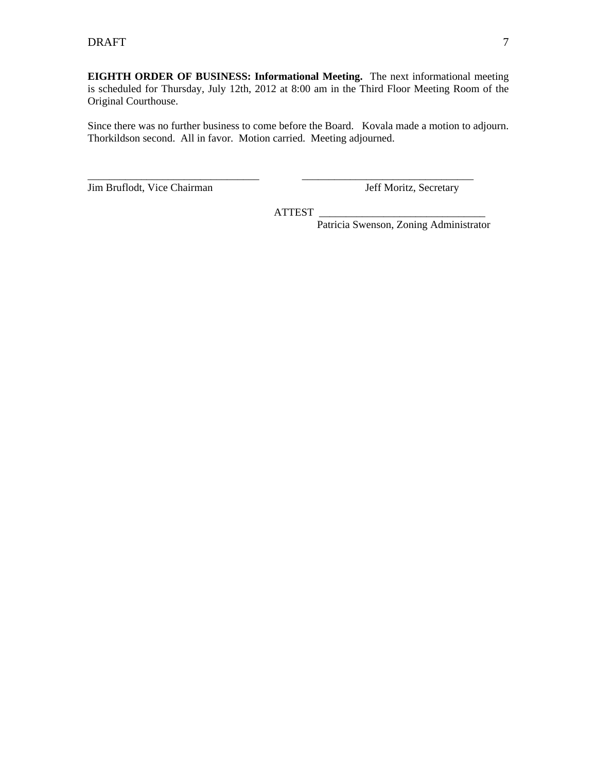**EIGHTH ORDER OF BUSINESS: Informational Meeting.** The next informational meeting is scheduled for Thursday, July 12th, 2012 at 8:00 am in the Third Floor Meeting Room of the Original Courthouse.

Since there was no further business to come before the Board. Kovala made a motion to adjourn. Thorkildson second. All in favor. Motion carried. Meeting adjourned.

_______________________________ _______________________________
Jim Bruflodt, Vice Chairman Jeff Moritz, Secretary

ATTEST _______________________________
Patricia Swenson, Zoning Administrator